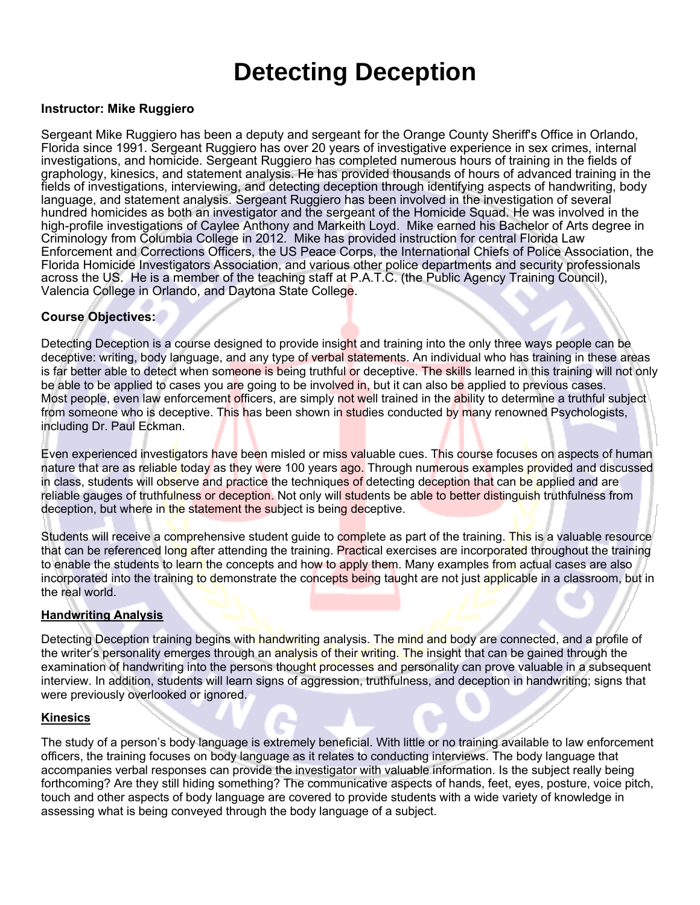# Detecting Deception

**Instructor: Mike Ruggiero**

Sergeant Mike Ruggiero has been a deputy and sergeant for the Orange County Sheriff's Office in Orlando, Florida since 1991. Sergeant Ruggiero has over 20 years of investigative experience in sex crimes, internal investigations, and homicide. Sergeant Ruggiero has completed numerous hours of training in the fields of graphology, kinesics, and statement analysis. He has provided thousands of hours of advanced training in the fields of investigations, interviewing, and detecting deception through identifying aspects of handwriting, body language, and statement analysis. Sergeant Ruggiero has been involved in the investigation of several hundred homicides as both an investigator and the sergeant of the Homicide Squad. He was involved in the high-profile investigations of Caylee Anthony and Markeith Loyd. Mike earned his Bachelor of Arts degree in Criminology from Columbia College in 2012. Mike has provided instruction for central Florida Law Enforcement and Corrections Officers, the US Peace Corps, the International Chiefs of Police Association, the Florida Homicide Investigators Association, and various other police departments and security professionals across the US. He is a member of the teaching staff at P.A.T.C. (the Public Agency Training Council), Valencia College in Orlando, and Daytona State College.

**Course Objectives:**

Detecting Deception is a course designed to provide insight and training into the only three ways people can be deceptive: writing, body language, and any type of verbal statements. An individual who has training in these areas is far better able to detect when someone is being truthful or deceptive. The skills learned in this training will not only be able to be applied to cases you are going to be involved in, but it can also be applied to previous cases. Most people, even law enforcement officers, are simply not well trained in the ability to determine a truthful subject from someone who is deceptive. This has been shown in studies conducted by many renowned Psychologists, including Dr. Paul Eckman.

Even experienced investigators have been misled or miss valuable cues. This course focuses on aspects of human nature that are as reliable today as they were 100 years ago. Through numerous examples provided and discussed in class, students will observe and practice the techniques of detecting deception that can be applied and are reliable gauges of truthfulness or deception. Not only will students be able to better distinguish truthfulness from deception, but where in the statement the subject is being deceptive.

Students will receive a comprehensive student guide to complete as part of the training. This is a valuable resource that can be referenced long after attending the training. Practical exercises are incorporated throughout the training to enable the students to learn the concepts and how to apply them. Many examples from actual cases are also incorporated into the training to demonstrate the concepts being taught are not just applicable in a classroom, but in the real world.

**Handwriting Analysis**

Detecting Deception training begins with handwriting analysis. The mind and body are connected, and a profile of the writer's personality emerges through an analysis of their writing. The insight that can be gained through the examination of handwriting into the persons thought processes and personality can prove valuable in a subsequent interview. In addition, students will learn signs of aggression, truthfulness, and deception in handwriting; signs that were previously overlooked or ignored.

**Kinesics**

The study of a person's body language is extremely beneficial. With little or no training available to law enforcement officers, the training focuses on body language as it relates to conducting interviews. The body language that accompanies verbal responses can provide the investigator with valuable information. Is the subject really being forthcoming? Are they still hiding something? The communicative aspects of hands, feet, eyes, posture, voice pitch, touch and other aspects of body language are covered to provide students with a wide variety of knowledge in assessing what is being conveyed through the body language of a subject.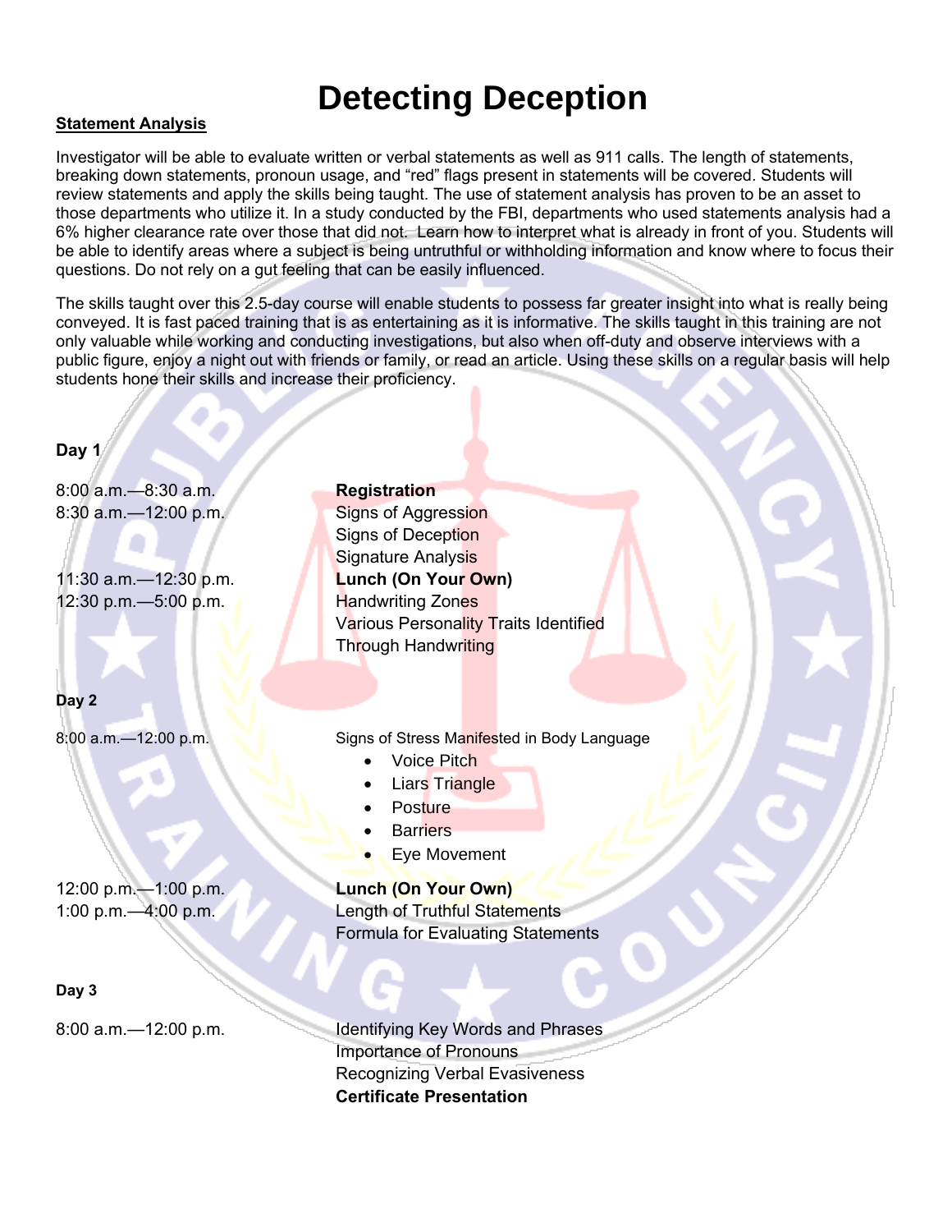# Detecting Deception

**Statement Analysis**

Investigator will be able to evaluate written or verbal statements as well as 911 calls. The length of statements, breaking down statements, pronoun usage, and “red” flags present in statements will be covered. Students will review statements and apply the skills being taught. The use of statement analysis has proven to be an asset to those departments who utilize it. In a study conducted by the FBI, departments who used statements analysis had a 6% higher clearance rate over those that did not. Learn how to interpret what is already in front of you. Students will be able to identify areas where a subject is being untruthful or withholding information and know where to focus their questions. Do not rely on a gut feeling that can be easily influenced.

The skills taught over this 2.5-day course will enable students to possess far greater insight into what is really being conveyed. It is fast paced training that is as entertaining as it is informative. The skills taught in this training are not only valuable while working and conducting investigations, but also when off-duty and observe interviews with a public figure, enjoy a night out with friends or family, or read an article. Using these skills on a regular basis will help students hone their skills and increase their proficiency.

**Day 1**

| | |
|---|---|
| 8:00 a.m.—8:30 a.m. | **Registration** |
| 8:30 a.m.—12:00 p.m. | Signs of Aggression<br>Signs of Deception<br>Signature Analysis |
| 11:30 a.m.—12:30 p.m. | **Lunch (On Your Own)** |
| 12:30 p.m.—5:00 p.m. | Handwriting Zones<br>Various Personality Traits Identified Through Handwriting |

**Day 2**

| | |
|---|---|
| 8:00 a.m.—12:00 p.m. | Signs of Stress Manifested in Body Language<br>• Voice Pitch<br>• Liars Triangle<br>• Posture<br>• Barriers<br>• Eye Movement |
| 12:00 p.m.—1:00 p.m. | **Lunch (On Your Own)** |
| 1:00 p.m.—4:00 p.m. | Length of Truthful Statements<br>Formula for Evaluating Statements |

**Day 3**

| | |
|---|---|
| 8:00 a.m.—12:00 p.m. | Identifying Key Words and Phrases<br>Importance of Pronouns<br>Recognizing Verbal Evasiveness<br>**Certificate Presentation** |